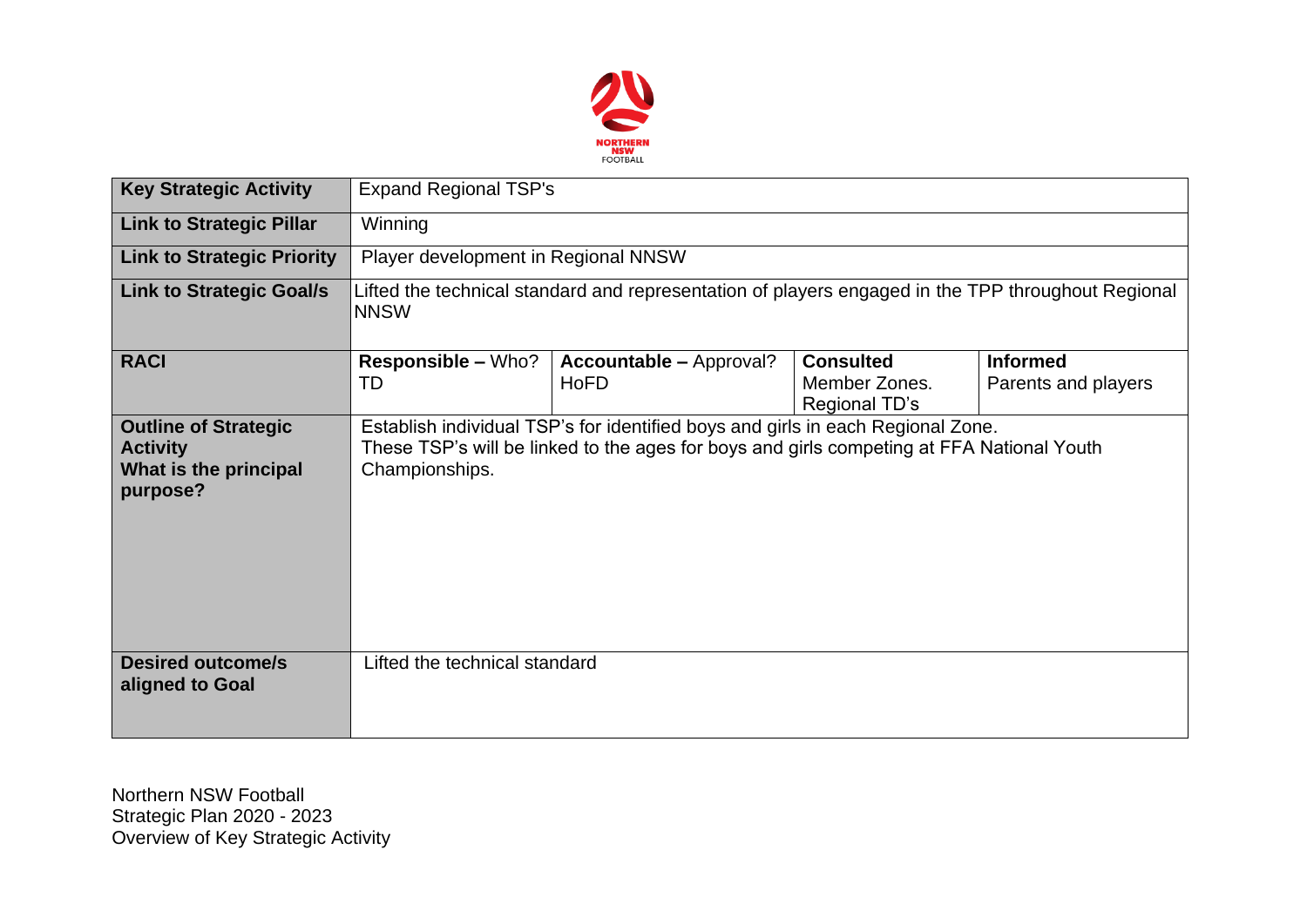| Key Strategic Activity | Expand Regional TSP's | | | |
|---|---|---|---|---|
| **Link to Strategic Pillar** | Winning | | | |
| **Link to Strategic Priority** | Player development in Regional NNSW | | | |
| **Link to Strategic Goal/s** | Lifted the technical standard and representation of players engaged in the TPP throughout Regional NNSW | | | |
| **RACI** | **Responsible –** Who? TD | **Accountable –** Approval? HoFD | **Consulted** Member Zones. Regional TD's | **Informed** Parents and players |
| **Outline of Strategic Activity What is the principal purpose?** | Establish individual TSP's for identified boys and girls in each Regional Zone. These TSP's will be linked to the ages for boys and girls competing at FFA National Youth Championships. | | | |
| **Desired outcome/s aligned to Goal** | Lifted the technical standard | | | |

Northern NSW Football
Strategic Plan 2020 - 2023
Overview of Key Strategic Activity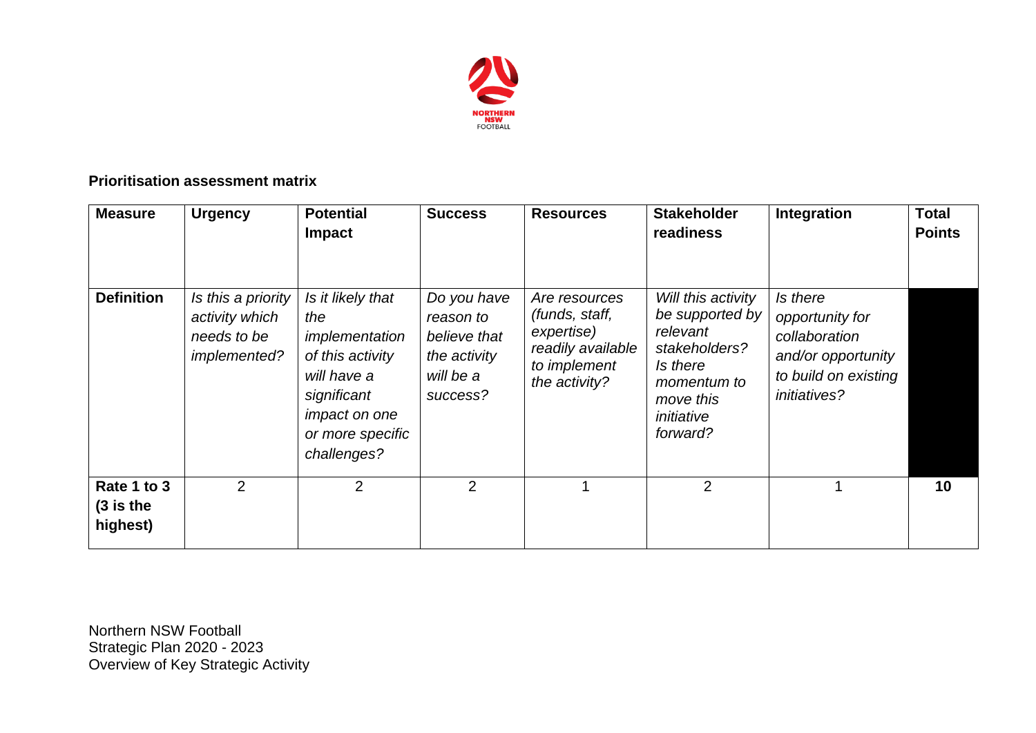**Prioritisation assessment matrix**

| Measure | Urgency | Potential Impact | Success | Resources | Stakeholder readiness | Integration | Total Points |
|---|---|---|---|---|---|---|---|
| **Definition** | *Is this a priority activity which needs to be implemented?* | *Is it likely that the implementation of this activity will have a significant impact on one or more specific challenges?* | *Do you have reason to believe that the activity will be a success?* | *Are resources (funds, staff, expertise) readily available to implement the activity?* | *Will this activity be supported by relevant stakeholders? Is there momentum to move this initiative forward?* | *Is there opportunity for collaboration and/or opportunity to build on existing initiatives?* | |
| **Rate 1 to 3 (3 is the highest)** | 2 | 2 | 2 | 1 | 2 | 1 | **10** |

Northern NSW Football
Strategic Plan 2020 - 2023
Overview of Key Strategic Activity